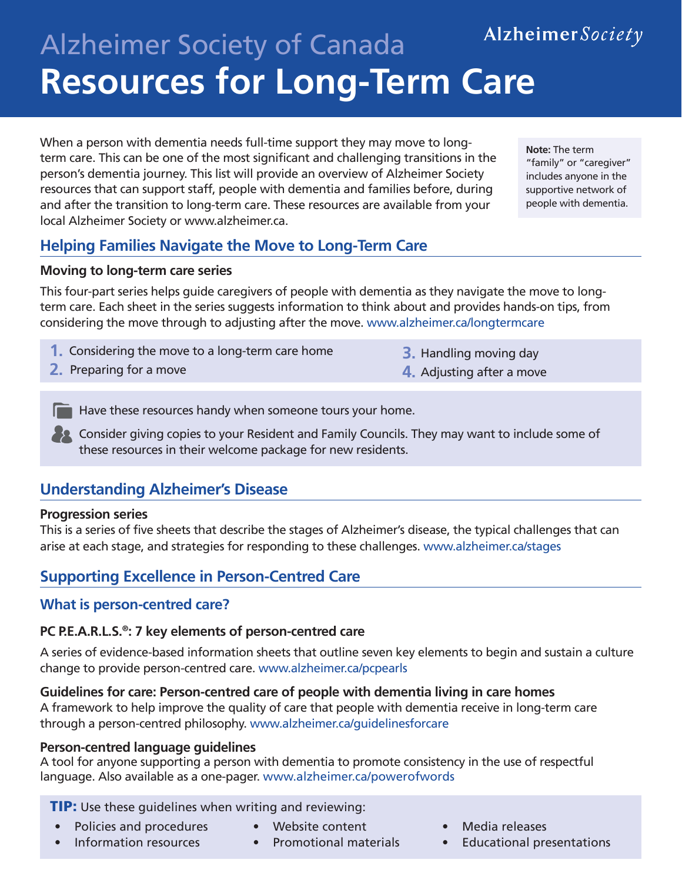Alzheimer Society

# Alzheimer Society of Canada
# Resources for Long-Term Care

When a person with dementia needs full-time support they may move to long-term care. This can be one of the most significant and challenging transitions in the person's dementia journey. This list will provide an overview of Alzheimer Society resources that can support staff, people with dementia and families before, during and after the transition to long-term care. These resources are available from your local Alzheimer Society or www.alzheimer.ca.

**Note:** The term "family" or "caregiver" includes anyone in the supportive network of people with dementia.

## Helping Families Navigate the Move to Long-Term Care

**Moving to long-term care series**

This four-part series helps guide caregivers of people with dementia as they navigate the move to long-term care. Each sheet in the series suggests information to think about and provides hands-on tips, from considering the move through to adjusting after the move. www.alzheimer.ca/longtermcare

1. Considering the move to a long-term care home
2. Preparing for a move
3. Handling moving day
4. Adjusting after a move

Have these resources handy when someone tours your home.

Consider giving copies to your Resident and Family Councils. They may want to include some of these resources in their welcome package for new residents.

## Understanding Alzheimer's Disease

**Progression series**

This is a series of five sheets that describe the stages of Alzheimer's disease, the typical challenges that can arise at each stage, and strategies for responding to these challenges. www.alzheimer.ca/stages

## Supporting Excellence in Person-Centred Care

### What is person-centred care?

**PC P.E.A.R.L.S.®: 7 key elements of person-centred care**

A series of evidence-based information sheets that outline seven key elements to begin and sustain a culture change to provide person-centred care. www.alzheimer.ca/pcpearls

**Guidelines for care: Person-centred care of people with dementia living in care homes**

A framework to help improve the quality of care that people with dementia receive in long-term care through a person-centred philosophy. www.alzheimer.ca/guidelinesforcare

**Person-centred language guidelines**

A tool for anyone supporting a person with dementia to promote consistency in the use of respectful language. Also available as a one-pager. www.alzheimer.ca/powerofwords

**TIP:** Use these guidelines when writing and reviewing:

- Policies and procedures
- Information resources
- Website content
- Promotional materials
- Media releases
- Educational presentations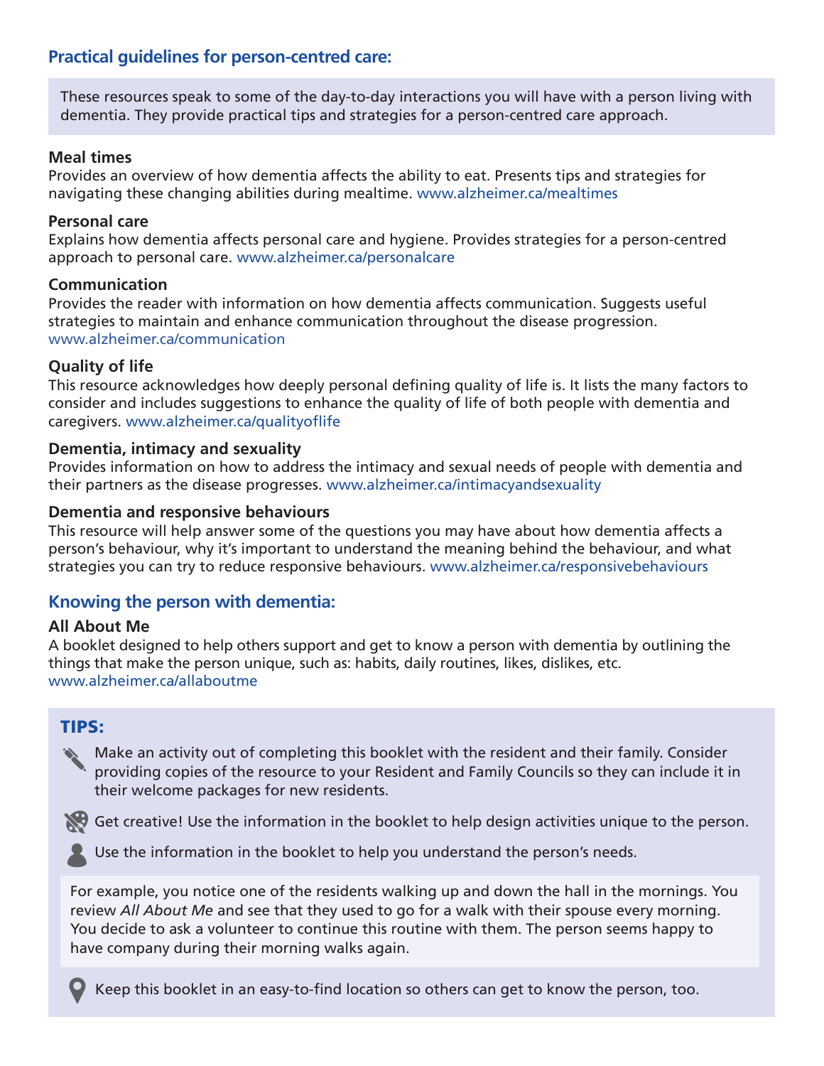## Practical guidelines for person-centred care:

These resources speak to some of the day-to-day interactions you will have with a person living with dementia. They provide practical tips and strategies for a person-centred care approach.

**Meal times**
Provides an overview of how dementia affects the ability to eat. Presents tips and strategies for navigating these changing abilities during mealtime. www.alzheimer.ca/mealtimes

**Personal care**
Explains how dementia affects personal care and hygiene. Provides strategies for a person-centred approach to personal care. www.alzheimer.ca/personalcare

**Communication**
Provides the reader with information on how dementia affects communication. Suggests useful strategies to maintain and enhance communication throughout the disease progression. www.alzheimer.ca/communication

**Quality of life**
This resource acknowledges how deeply personal defining quality of life is. It lists the many factors to consider and includes suggestions to enhance the quality of life of both people with dementia and caregivers. www.alzheimer.ca/qualityoflife

**Dementia, intimacy and sexuality**
Provides information on how to address the intimacy and sexual needs of people with dementia and their partners as the disease progresses. www.alzheimer.ca/intimacyandsexuality

**Dementia and responsive behaviours**
This resource will help answer some of the questions you may have about how dementia affects a person's behaviour, why it's important to understand the meaning behind the behaviour, and what strategies you can try to reduce responsive behaviours. www.alzheimer.ca/responsivebehaviours

## Knowing the person with dementia:

**All About Me**
A booklet designed to help others support and get to know a person with dementia by outlining the things that make the person unique, such as: habits, daily routines, likes, dislikes, etc. www.alzheimer.ca/allaboutme

### TIPS:

- Make an activity out of completing this booklet with the resident and their family. Consider providing copies of the resource to your Resident and Family Councils so they can include it in their welcome packages for new residents.
- Get creative! Use the information in the booklet to help design activities unique to the person.
- Use the information in the booklet to help you understand the person's needs.

  For example, you notice one of the residents walking up and down the hall in the mornings. You review *All About Me* and see that they used to go for a walk with their spouse every morning. You decide to ask a volunteer to continue this routine with them. The person seems happy to have company during their morning walks again.

- Keep this booklet in an easy-to-find location so others can get to know the person, too.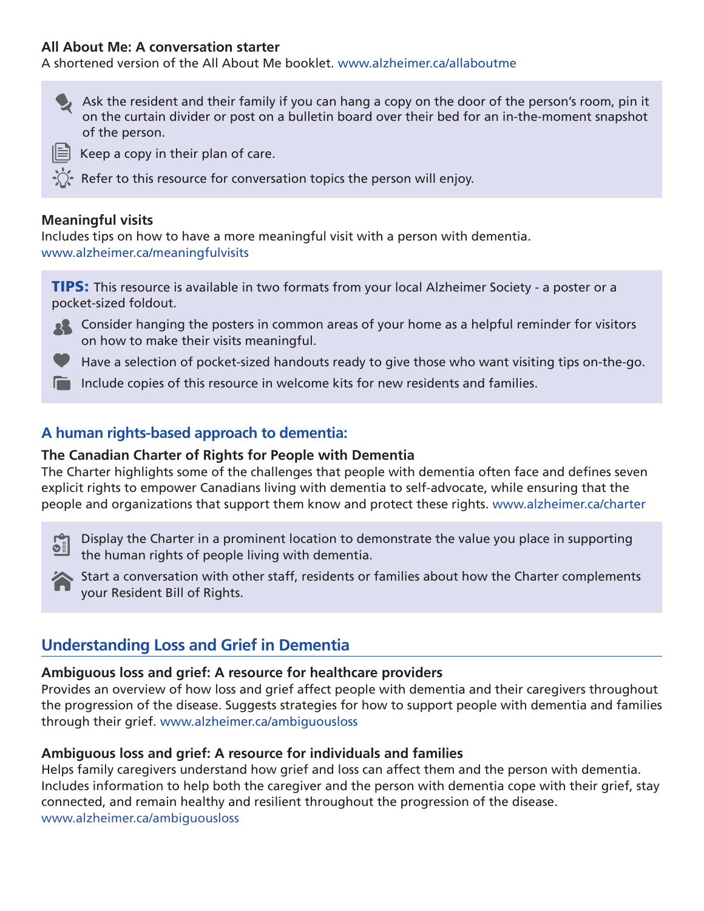**All About Me: A conversation starter**
A shortened version of the All About Me booklet. www.alzheimer.ca/allaboutme

- Ask the resident and their family if you can hang a copy on the door of the person's room, pin it on the curtain divider or post on a bulletin board over their bed for an in-the-moment snapshot of the person.
- Keep a copy in their plan of care.
- Refer to this resource for conversation topics the person will enjoy.

**Meaningful visits**
Includes tips on how to have a more meaningful visit with a person with dementia.
www.alzheimer.ca/meaningfulvisits

**TIPS:** This resource is available in two formats from your local Alzheimer Society - a poster or a pocket-sized foldout.

- Consider hanging the posters in common areas of your home as a helpful reminder for visitors on how to make their visits meaningful.
- Have a selection of pocket-sized handouts ready to give those who want visiting tips on-the-go.
- Include copies of this resource in welcome kits for new residents and families.

### A human rights-based approach to dementia:

**The Canadian Charter of Rights for People with Dementia**
The Charter highlights some of the challenges that people with dementia often face and defines seven explicit rights to empower Canadians living with dementia to self-advocate, while ensuring that the people and organizations that support them know and protect these rights. www.alzheimer.ca/charter

- Display the Charter in a prominent location to demonstrate the value you place in supporting the human rights of people living with dementia.
- Start a conversation with other staff, residents or families about how the Charter complements your Resident Bill of Rights.

## Understanding Loss and Grief in Dementia

**Ambiguous loss and grief: A resource for healthcare providers**
Provides an overview of how loss and grief affect people with dementia and their caregivers throughout the progression of the disease. Suggests strategies for how to support people with dementia and families through their grief. www.alzheimer.ca/ambiguousloss

**Ambiguous loss and grief: A resource for individuals and families**
Helps family caregivers understand how grief and loss can affect them and the person with dementia. Includes information to help both the caregiver and the person with dementia cope with their grief, stay connected, and remain healthy and resilient throughout the progression of the disease.
www.alzheimer.ca/ambiguousloss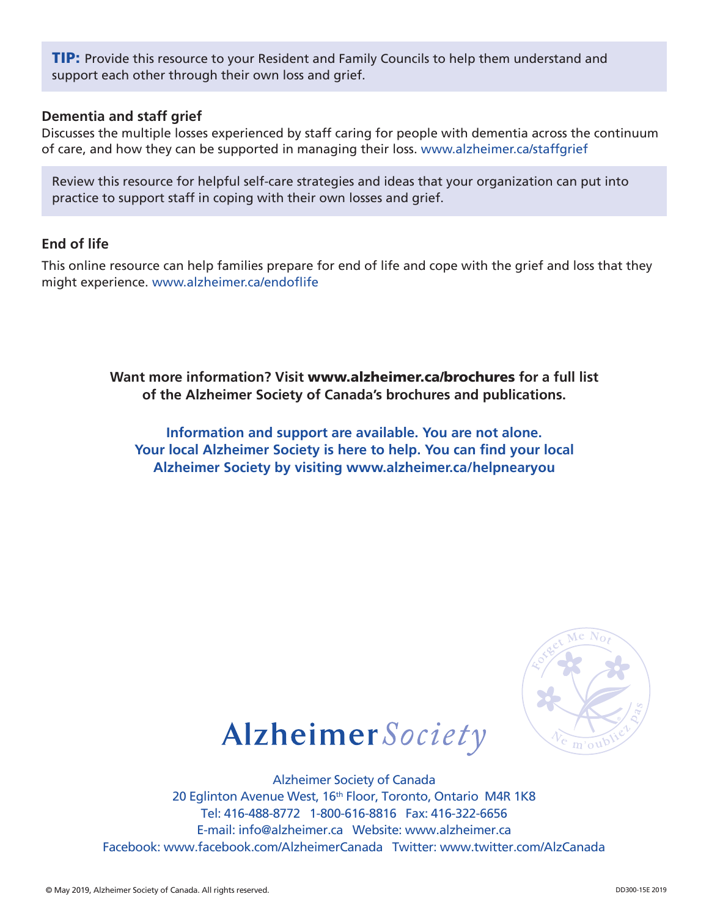**TIP:** Provide this resource to your Resident and Family Councils to help them understand and support each other through their own loss and grief.

### Dementia and staff grief

Discusses the multiple losses experienced by staff caring for people with dementia across the continuum of care, and how they can be supported in managing their loss. www.alzheimer.ca/staffgrief

Review this resource for helpful self-care strategies and ideas that your organization can put into practice to support staff in coping with their own losses and grief.

### End of life

This online resource can help families prepare for end of life and cope with the grief and loss that they might experience. www.alzheimer.ca/endoflife

**Want more information? Visit www.alzheimer.ca/brochures for a full list of the Alzheimer Society of Canada's brochures and publications.**

**Information and support are available. You are not alone. Your local Alzheimer Society is here to help. You can find your local Alzheimer Society by visiting www.alzheimer.ca/helpnearyou**

Alzheimer Society

Forget Me Not — Ne m'oubliez pas

Alzheimer Society of Canada
20 Eglinton Avenue West, 16th Floor, Toronto, Ontario M4R 1K8
Tel: 416-488-8772 1-800-616-8816 Fax: 416-322-6656
E-mail: info@alzheimer.ca Website: www.alzheimer.ca
Facebook: www.facebook.com/AlzheimerCanada Twitter: www.twitter.com/AlzCanada

© May 2019, Alzheimer Society of Canada. All rights reserved.

DD300-15E 2019